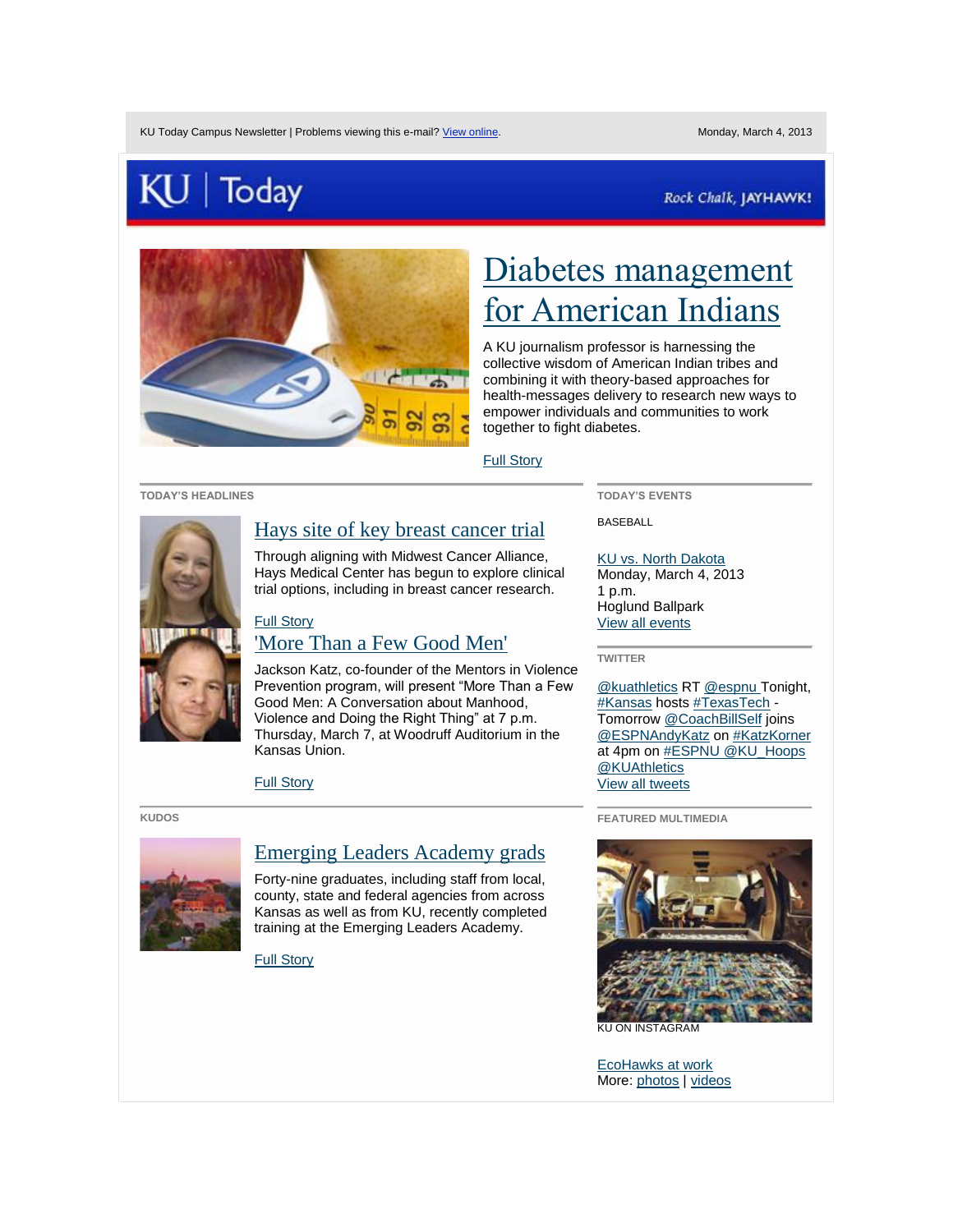KU Today Campus Newsletter | Problems viewing this e-mail? View online.

Monday, March 4, 2013

# KU | Today

*Rock Chalk, JAYHAWK!*

## Diabetes management for American Indians

A KU journalism professor is harnessing the collective wisdom of American Indian tribes and combining it with theory-based approaches for health-messages delivery to research new ways to empower individuals and communities to work together to fight diabetes.

Full Story

**TODAY'S HEADLINES**

### Hays site of key breast cancer trial

Through aligning with Midwest Cancer Alliance, Hays Medical Center has begun to explore clinical trial options, including in breast cancer research.

Full Story

### 'More Than a Few Good Men'

Jackson Katz, co-founder of the Mentors in Violence Prevention program, will present "More Than a Few Good Men: A Conversation about Manhood, Violence and Doing the Right Thing" at 7 p.m. Thursday, March 7, at Woodruff Auditorium in the Kansas Union.

Full Story

**KUDOS**

### Emerging Leaders Academy grads

Forty-nine graduates, including staff from local, county, state and federal agencies from across Kansas as well as from KU, recently completed training at the Emerging Leaders Academy.

Full Story

**TODAY'S EVENTS**

BASEBALL

KU vs. North Dakota
Monday, March 4, 2013
1 p.m.
Hoglund Ballpark
View all events

**TWITTER**

@kuathletics RT @espnu Tonight, #Kansas hosts #TexasTech - Tomorrow @CoachBillSelf joins @ESPNAndyKatz on #KatzKorner at 4pm on #ESPNU @KU_Hoops @KUAthletics
View all tweets

**FEATURED MULTIMEDIA**

KU ON INSTAGRAM

EcoHawks at work
More: photos | videos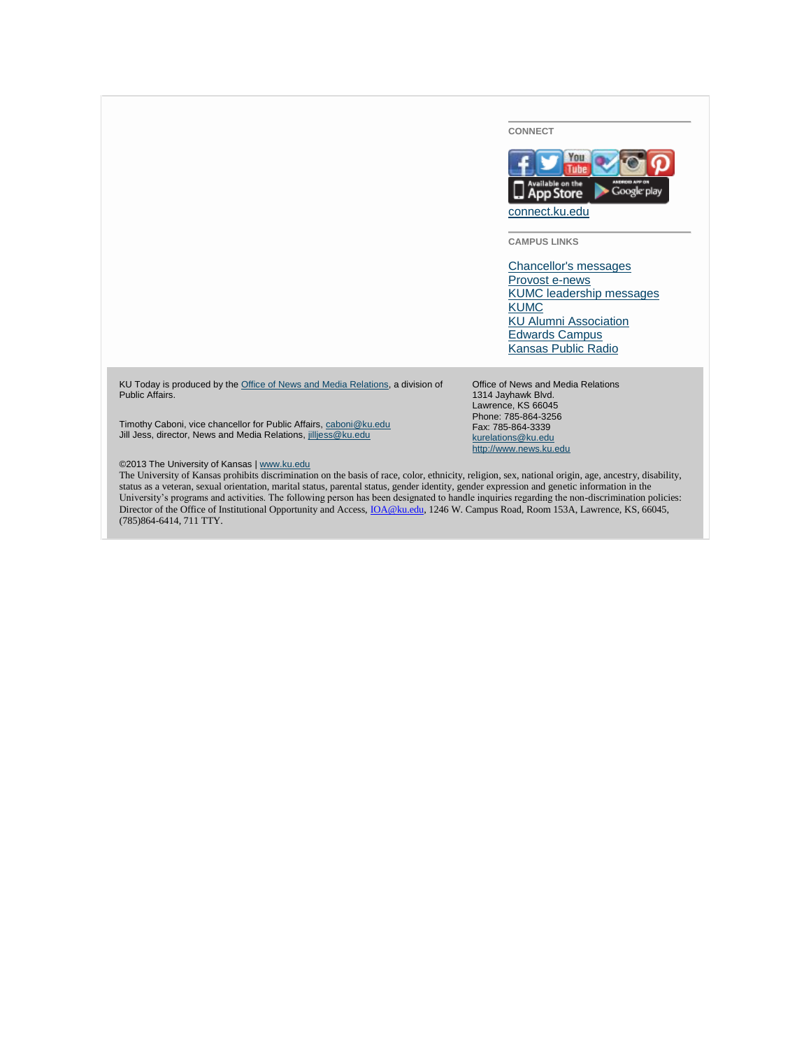CONNECT

connect.ku.edu

CAMPUS LINKS

Chancellor's messages
Provost e-news
KUMC leadership messages
KUMC
KU Alumni Association
Edwards Campus
Kansas Public Radio

KU Today is produced by the Office of News and Media Relations, a division of Public Affairs.

Timothy Caboni, vice chancellor for Public Affairs, caboni@ku.edu
Jill Jess, director, News and Media Relations, jilljess@ku.edu

Office of News and Media Relations
1314 Jayhawk Blvd.
Lawrence, KS 66045
Phone: 785-864-3256
Fax: 785-864-3339
kurelations@ku.edu
http://www.news.ku.edu

©2013 The University of Kansas | www.ku.edu
The University of Kansas prohibits discrimination on the basis of race, color, ethnicity, religion, sex, national origin, age, ancestry, disability, status as a veteran, sexual orientation, marital status, parental status, gender identity, gender expression and genetic information in the University's programs and activities. The following person has been designated to handle inquiries regarding the non-discrimination policies: Director of the Office of Institutional Opportunity and Access, IOA@ku.edu, 1246 W. Campus Road, Room 153A, Lawrence, KS, 66045, (785)864-6414, 711 TTY.